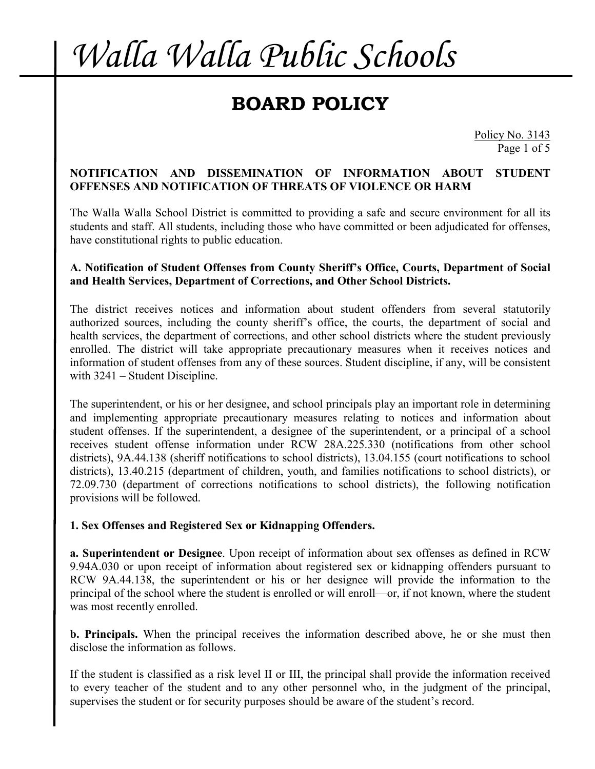# Walla Walla Public Schools

## BOARD POLICY

Policy No. 3143

### NOTIFICATION AND DISSEMINATION OF INFORMATION ABOUT STUDENT OFFENSES AND NOTIFICATION OF THREATS OF VIOLENCE OR HARM

The Walla Walla School District is committed to providing a safe and secure environment for all its students and staff. All students, including those who have committed or been adjudicated for offenses, have constitutional rights to public education.

**A. Notification of Student Offenses from County Sheriff's Office, Courts, Department of Social and Health Services, Department of Corrections, and Other School Districts.**

The district receives notices and information about student offenders from several statutorily authorized sources, including the county sheriff's office, the courts, the department of social and health services, the department of corrections, and other school districts where the student previously enrolled. The district will take appropriate precautionary measures when it receives notices and information of student offenses from any of these sources. Student discipline, if any, will be consistent with 3241 – Student Discipline.

The superintendent, or his or her designee, and school principals play an important role in determining and implementing appropriate precautionary measures relating to notices and information about student offenses. If the superintendent, a designee of the superintendent, or a principal of a school receives student offense information under RCW 28A.225.330 (notifications from other school districts), 9A.44.138 (sheriff notifications to school districts), 13.04.155 (court notifications to school districts), 13.40.215 (department of children, youth, and families notifications to school districts), or 72.09.730 (department of corrections notifications to school districts), the following notification provisions will be followed.

**1. Sex Offenses and Registered Sex or Kidnapping Offenders.**

**a. Superintendent or Designee**. Upon receipt of information about sex offenses as defined in RCW 9.94A.030 or upon receipt of information about registered sex or kidnapping offenders pursuant to RCW 9A.44.138, the superintendent or his or her designee will provide the information to the principal of the school where the student is enrolled or will enroll—or, if not known, where the student was most recently enrolled.

**b. Principals.** When the principal receives the information described above, he or she must then disclose the information as follows.

If the student is classified as a risk level II or III, the principal shall provide the information received to every teacher of the student and to any other personnel who, in the judgment of the principal, supervises the student or for security purposes should be aware of the student's record.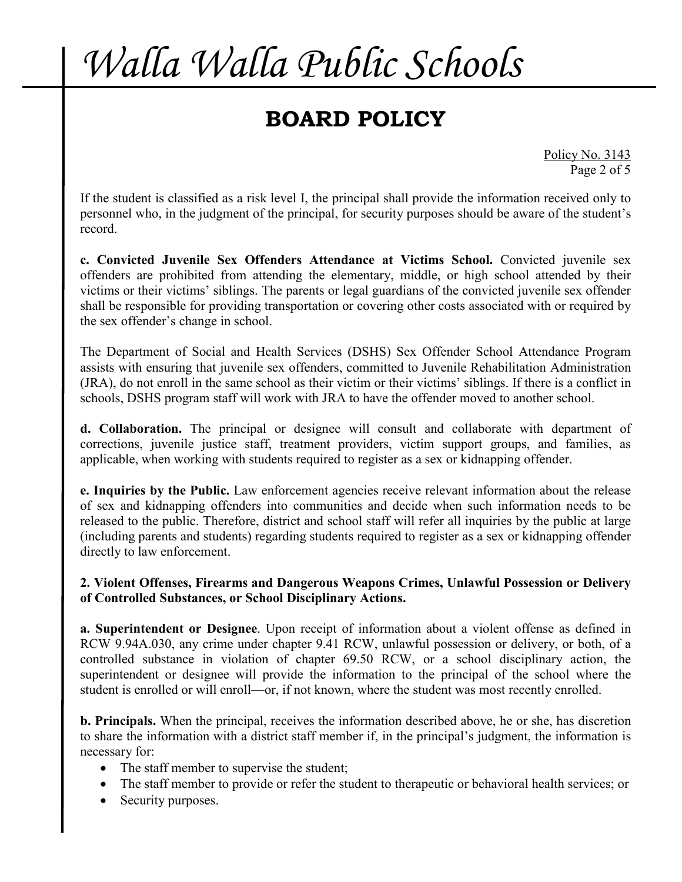If the student is classified as a risk level I, the principal shall provide the information received only to personnel who, in the judgment of the principal, for security purposes should be aware of the student's record.

**c. Convicted Juvenile Sex Offenders Attendance at Victims School.** Convicted juvenile sex offenders are prohibited from attending the elementary, middle, or high school attended by their victims or their victims' siblings. The parents or legal guardians of the convicted juvenile sex offender shall be responsible for providing transportation or covering other costs associated with or required by the sex offender's change in school.

The Department of Social and Health Services (DSHS) Sex Offender School Attendance Program assists with ensuring that juvenile sex offenders, committed to Juvenile Rehabilitation Administration (JRA), do not enroll in the same school as their victim or their victims' siblings. If there is a conflict in schools, DSHS program staff will work with JRA to have the offender moved to another school.

**d. Collaboration.** The principal or designee will consult and collaborate with department of corrections, juvenile justice staff, treatment providers, victim support groups, and families, as applicable, when working with students required to register as a sex or kidnapping offender.

**e. Inquiries by the Public.** Law enforcement agencies receive relevant information about the release of sex and kidnapping offenders into communities and decide when such information needs to be released to the public. Therefore, district and school staff will refer all inquiries by the public at large (including parents and students) regarding students required to register as a sex or kidnapping offender directly to law enforcement.

**2. Violent Offenses, Firearms and Dangerous Weapons Crimes, Unlawful Possession or Delivery of Controlled Substances, or School Disciplinary Actions.**

**a. Superintendent or Designee**. Upon receipt of information about a violent offense as defined in RCW 9.94A.030, any crime under chapter 9.41 RCW, unlawful possession or delivery, or both, of a controlled substance in violation of chapter 69.50 RCW, or a school disciplinary action, the superintendent or designee will provide the information to the principal of the school where the student is enrolled or will enroll—or, if not known, where the student was most recently enrolled.

**b. Principals.** When the principal, receives the information described above, he or she, has discretion to share the information with a district staff member if, in the principal's judgment, the information is necessary for:

- The staff member to supervise the student;
- The staff member to provide or refer the student to therapeutic or behavioral health services; or
- Security purposes.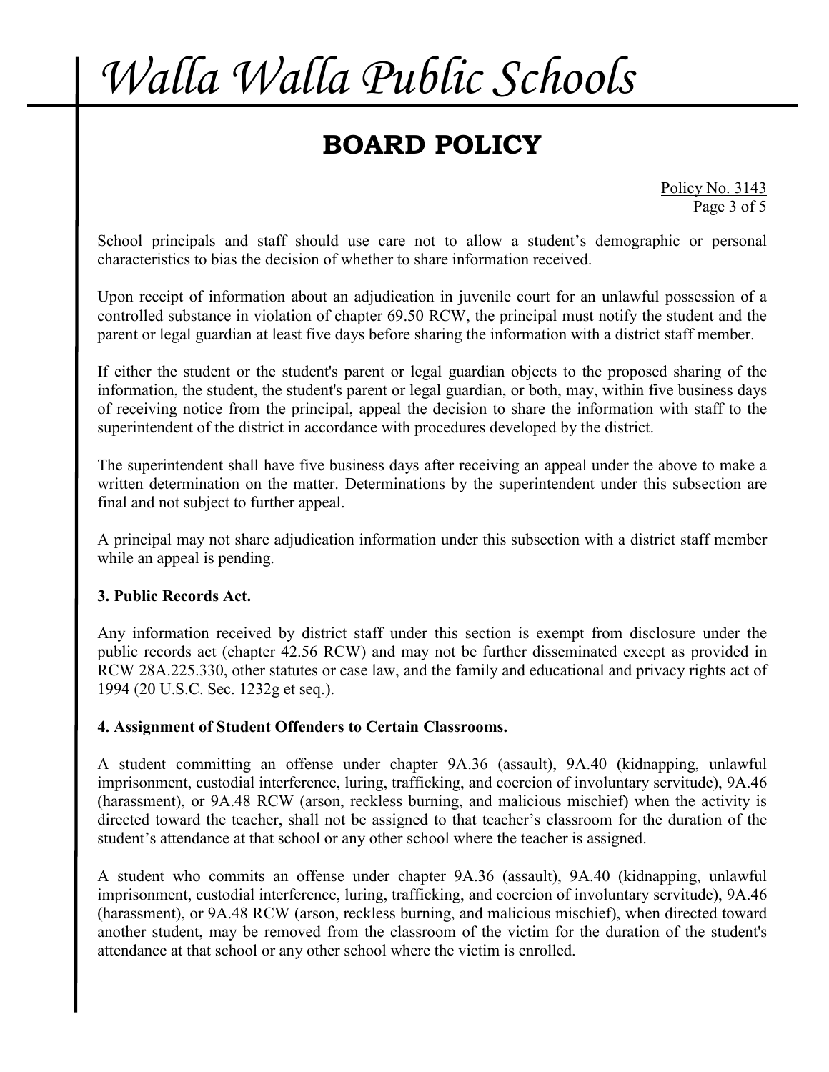School principals and staff should use care not to allow a student's demographic or personal characteristics to bias the decision of whether to share information received.

Upon receipt of information about an adjudication in juvenile court for an unlawful possession of a controlled substance in violation of chapter 69.50 RCW, the principal must notify the student and the parent or legal guardian at least five days before sharing the information with a district staff member.

If either the student or the student's parent or legal guardian objects to the proposed sharing of the information, the student, the student's parent or legal guardian, or both, may, within five business days of receiving notice from the principal, appeal the decision to share the information with staff to the superintendent of the district in accordance with procedures developed by the district.

The superintendent shall have five business days after receiving an appeal under the above to make a written determination on the matter. Determinations by the superintendent under this subsection are final and not subject to further appeal.

A principal may not share adjudication information under this subsection with a district staff member while an appeal is pending.

**3. Public Records Act.**

Any information received by district staff under this section is exempt from disclosure under the public records act (chapter 42.56 RCW) and may not be further disseminated except as provided in RCW 28A.225.330, other statutes or case law, and the family and educational and privacy rights act of 1994 (20 U.S.C. Sec. 1232g et seq.).

**4. Assignment of Student Offenders to Certain Classrooms.**

A student committing an offense under chapter 9A.36 (assault), 9A.40 (kidnapping, unlawful imprisonment, custodial interference, luring, trafficking, and coercion of involuntary servitude), 9A.46 (harassment), or 9A.48 RCW (arson, reckless burning, and malicious mischief) when the activity is directed toward the teacher, shall not be assigned to that teacher's classroom for the duration of the student's attendance at that school or any other school where the teacher is assigned.

A student who commits an offense under chapter 9A.36 (assault), 9A.40 (kidnapping, unlawful imprisonment, custodial interference, luring, trafficking, and coercion of involuntary servitude), 9A.46 (harassment), or 9A.48 RCW (arson, reckless burning, and malicious mischief), when directed toward another student, may be removed from the classroom of the victim for the duration of the student's attendance at that school or any other school where the victim is enrolled.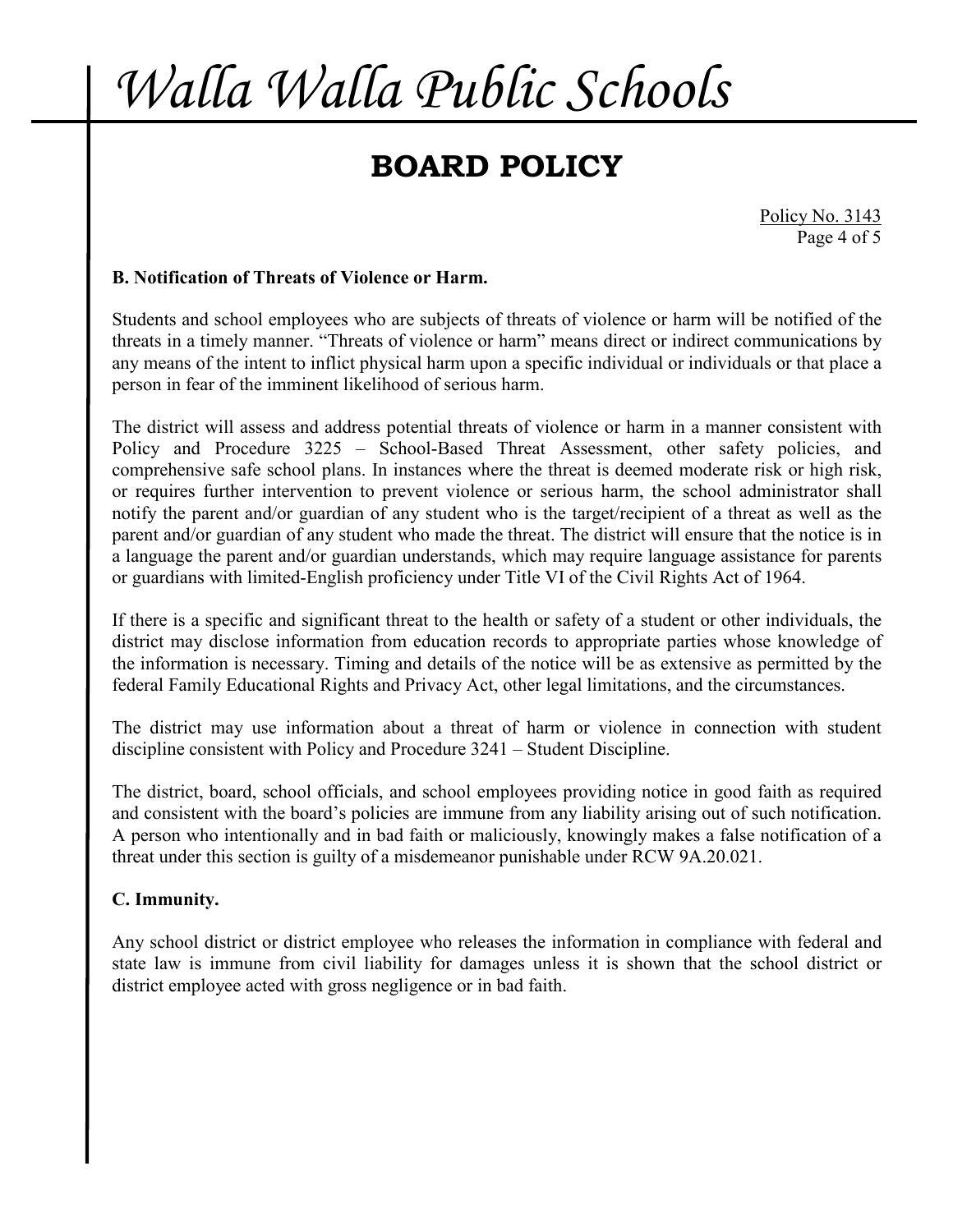### B. Notification of Threats of Violence or Harm.

Students and school employees who are subjects of threats of violence or harm will be notified of the threats in a timely manner. "Threats of violence or harm" means direct or indirect communications by any means of the intent to inflict physical harm upon a specific individual or individuals or that place a person in fear of the imminent likelihood of serious harm.

The district will assess and address potential threats of violence or harm in a manner consistent with Policy and Procedure 3225 – School-Based Threat Assessment, other safety policies, and comprehensive safe school plans. In instances where the threat is deemed moderate risk or high risk, or requires further intervention to prevent violence or serious harm, the school administrator shall notify the parent and/or guardian of any student who is the target/recipient of a threat as well as the parent and/or guardian of any student who made the threat. The district will ensure that the notice is in a language the parent and/or guardian understands, which may require language assistance for parents or guardians with limited-English proficiency under Title VI of the Civil Rights Act of 1964.

If there is a specific and significant threat to the health or safety of a student or other individuals, the district may disclose information from education records to appropriate parties whose knowledge of the information is necessary. Timing and details of the notice will be as extensive as permitted by the federal Family Educational Rights and Privacy Act, other legal limitations, and the circumstances.

The district may use information about a threat of harm or violence in connection with student discipline consistent with Policy and Procedure 3241 – Student Discipline.

The district, board, school officials, and school employees providing notice in good faith as required and consistent with the board's policies are immune from any liability arising out of such notification. A person who intentionally and in bad faith or maliciously, knowingly makes a false notification of a threat under this section is guilty of a misdemeanor punishable under RCW 9A.20.021.

### C. Immunity.

Any school district or district employee who releases the information in compliance with federal and state law is immune from civil liability for damages unless it is shown that the school district or district employee acted with gross negligence or in bad faith.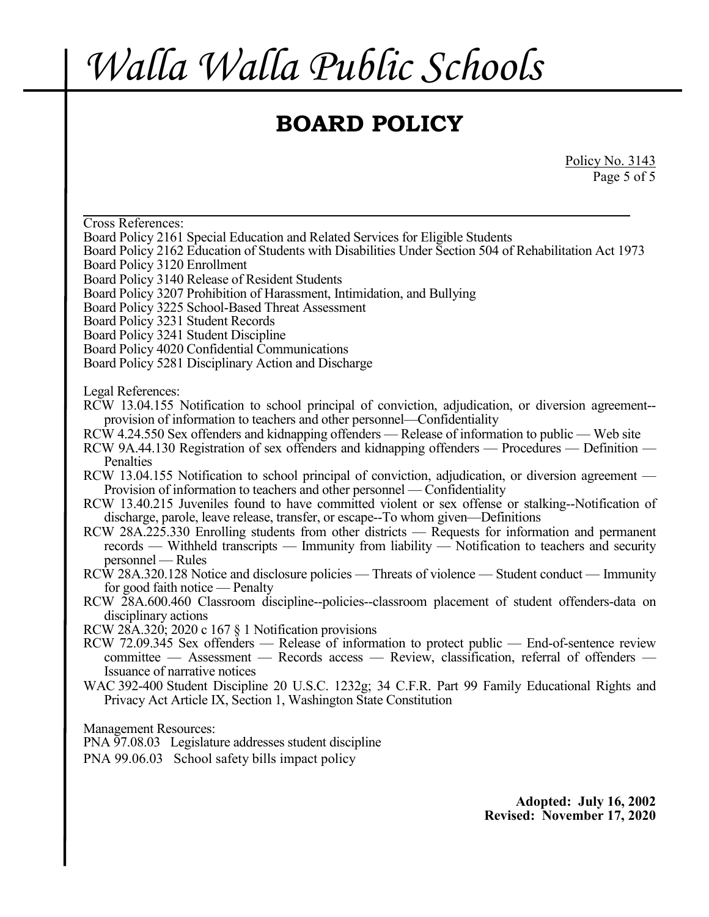Cross References:

Board Policy 2161 Special Education and Related Services for Eligible Students
Board Policy 2162 Education of Students with Disabilities Under Section 504 of Rehabilitation Act 1973
Board Policy 3120 Enrollment
Board Policy 3140 Release of Resident Students
Board Policy 3207 Prohibition of Harassment, Intimidation, and Bullying
Board Policy 3225 School-Based Threat Assessment
Board Policy 3231 Student Records
Board Policy 3241 Student Discipline
Board Policy 4020 Confidential Communications
Board Policy 5281 Disciplinary Action and Discharge

Legal References:

RCW 13.04.155 Notification to school principal of conviction, adjudication, or diversion agreement--provision of information to teachers and other personnel—Confidentiality
RCW 4.24.550 Sex offenders and kidnapping offenders — Release of information to public — Web site
RCW 9A.44.130 Registration of sex offenders and kidnapping offenders — Procedures — Definition — Penalties
RCW 13.04.155 Notification to school principal of conviction, adjudication, or diversion agreement — Provision of information to teachers and other personnel — Confidentiality
RCW 13.40.215 Juveniles found to have committed violent or sex offense or stalking--Notification of discharge, parole, leave release, transfer, or escape--To whom given—Definitions
RCW 28A.225.330 Enrolling students from other districts — Requests for information and permanent records — Withheld transcripts — Immunity from liability — Notification to teachers and security personnel — Rules
RCW 28A.320.128 Notice and disclosure policies — Threats of violence — Student conduct — Immunity for good faith notice — Penalty
RCW 28A.600.460 Classroom discipline--policies--classroom placement of student offenders-data on disciplinary actions
RCW 28A.320; 2020 c 167 § 1 Notification provisions
RCW 72.09.345 Sex offenders — Release of information to protect public — End-of-sentence review committee — Assessment — Records access — Review, classification, referral of offenders — Issuance of narrative notices
WAC 392-400 Student Discipline 20 U.S.C. 1232g; 34 C.F.R. Part 99 Family Educational Rights and Privacy Act Article IX, Section 1, Washington State Constitution

Management Resources:

PNA 97.08.03 Legislature addresses student discipline
PNA 99.06.03 School safety bills impact policy

**Adopted: July 16, 2002**
**Revised: November 17, 2020**